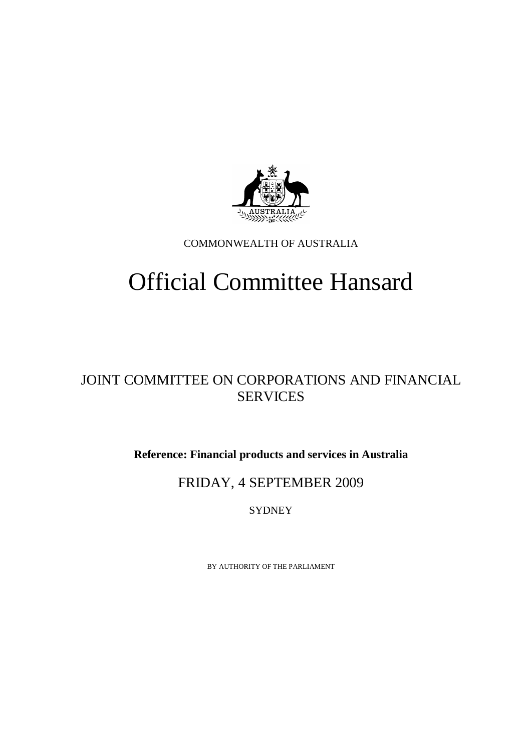COMMONWEALTH OF AUSTRALIA

# Official Committee Hansard

## JOINT COMMITTEE ON CORPORATIONS AND FINANCIAL SERVICES

**Reference: Financial products and services in Australia**

FRIDAY, 4 SEPTEMBER 2009

SYDNEY

BY AUTHORITY OF THE PARLIAMENT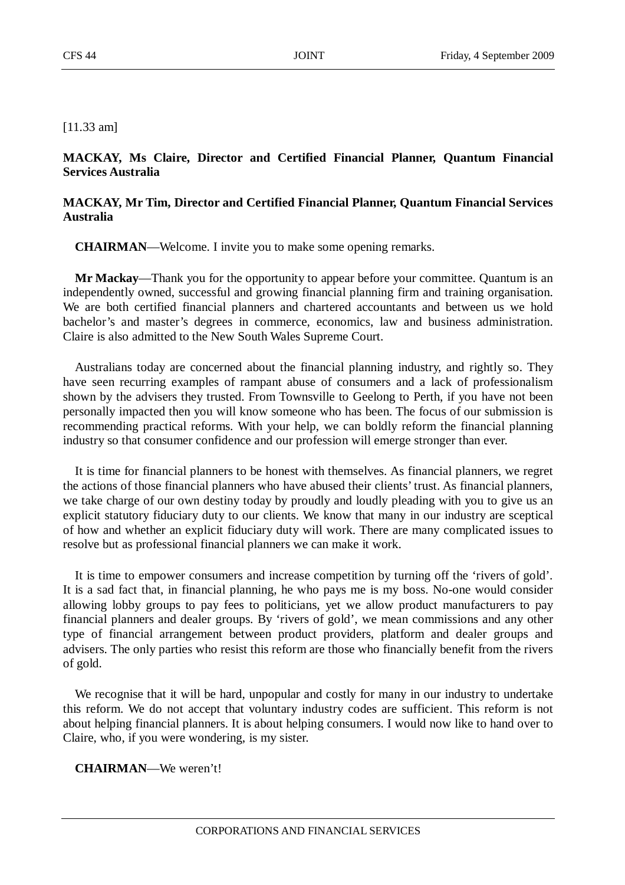[11.33 am]

**MACKAY, Ms Claire, Director and Certified Financial Planner, Quantum Financial Services Australia**

**MACKAY, Mr Tim, Director and Certified Financial Planner, Quantum Financial Services Australia**

**CHAIRMAN**—Welcome. I invite you to make some opening remarks.

**Mr Mackay**—Thank you for the opportunity to appear before your committee. Quantum is an independently owned, successful and growing financial planning firm and training organisation. We are both certified financial planners and chartered accountants and between us we hold bachelor's and master's degrees in commerce, economics, law and business administration. Claire is also admitted to the New South Wales Supreme Court.

Australians today are concerned about the financial planning industry, and rightly so. They have seen recurring examples of rampant abuse of consumers and a lack of professionalism shown by the advisers they trusted. From Townsville to Geelong to Perth, if you have not been personally impacted then you will know someone who has been. The focus of our submission is recommending practical reforms. With your help, we can boldly reform the financial planning industry so that consumer confidence and our profession will emerge stronger than ever.

It is time for financial planners to be honest with themselves. As financial planners, we regret the actions of those financial planners who have abused their clients' trust. As financial planners, we take charge of our own destiny today by proudly and loudly pleading with you to give us an explicit statutory fiduciary duty to our clients. We know that many in our industry are sceptical of how and whether an explicit fiduciary duty will work. There are many complicated issues to resolve but as professional financial planners we can make it work.

It is time to empower consumers and increase competition by turning off the 'rivers of gold'. It is a sad fact that, in financial planning, he who pays me is my boss. No-one would consider allowing lobby groups to pay fees to politicians, yet we allow product manufacturers to pay financial planners and dealer groups. By 'rivers of gold', we mean commissions and any other type of financial arrangement between product providers, platform and dealer groups and advisers. The only parties who resist this reform are those who financially benefit from the rivers of gold.

We recognise that it will be hard, unpopular and costly for many in our industry to undertake this reform. We do not accept that voluntary industry codes are sufficient. This reform is not about helping financial planners. It is about helping consumers. I would now like to hand over to Claire, who, if you were wondering, is my sister.

**CHAIRMAN**—We weren't!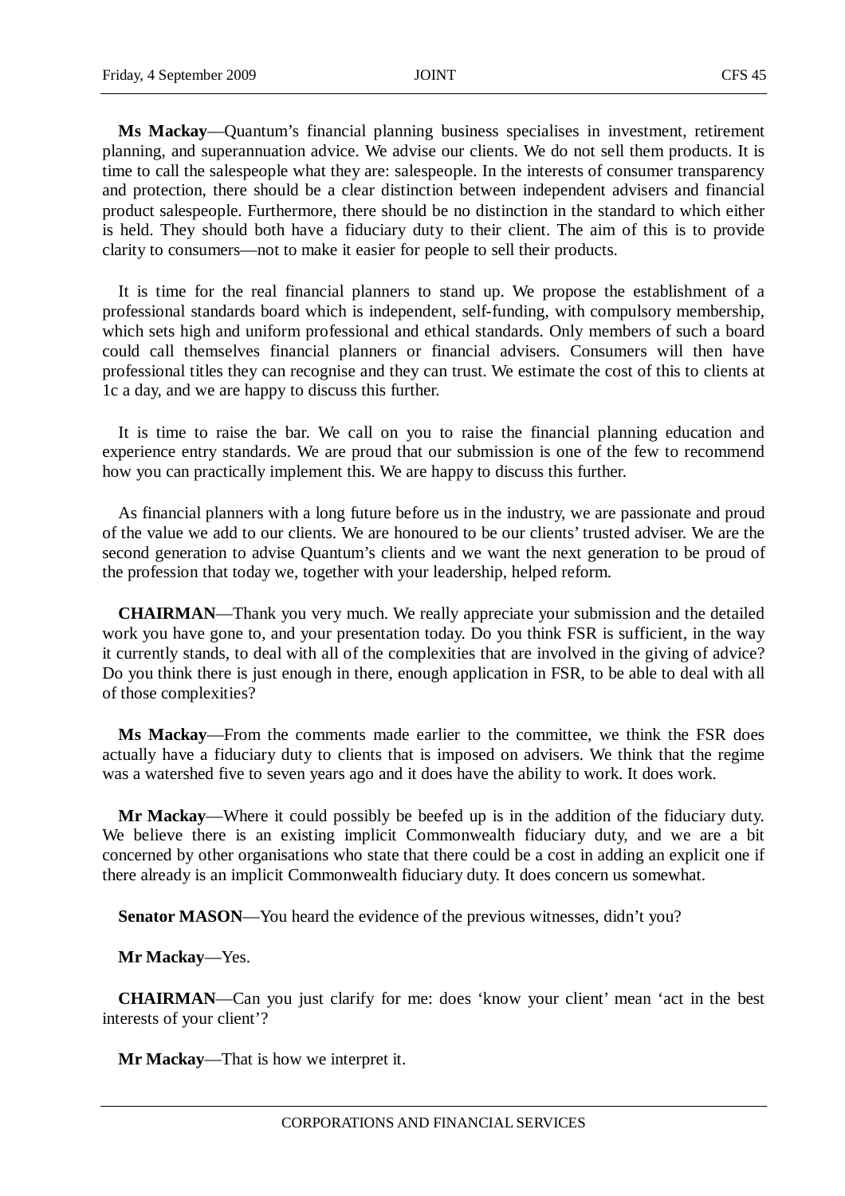**Ms Mackay**—Quantum's financial planning business specialises in investment, retirement planning, and superannuation advice. We advise our clients. We do not sell them products. It is time to call the salespeople what they are: salespeople. In the interests of consumer transparency and protection, there should be a clear distinction between independent advisers and financial product salespeople. Furthermore, there should be no distinction in the standard to which either is held. They should both have a fiduciary duty to their client. The aim of this is to provide clarity to consumers—not to make it easier for people to sell their products.

It is time for the real financial planners to stand up. We propose the establishment of a professional standards board which is independent, self-funding, with compulsory membership, which sets high and uniform professional and ethical standards. Only members of such a board could call themselves financial planners or financial advisers. Consumers will then have professional titles they can recognise and they can trust. We estimate the cost of this to clients at 1c a day, and we are happy to discuss this further.

It is time to raise the bar. We call on you to raise the financial planning education and experience entry standards. We are proud that our submission is one of the few to recommend how you can practically implement this. We are happy to discuss this further.

As financial planners with a long future before us in the industry, we are passionate and proud of the value we add to our clients. We are honoured to be our clients' trusted adviser. We are the second generation to advise Quantum's clients and we want the next generation to be proud of the profession that today we, together with your leadership, helped reform.

**CHAIRMAN**—Thank you very much. We really appreciate your submission and the detailed work you have gone to, and your presentation today. Do you think FSR is sufficient, in the way it currently stands, to deal with all of the complexities that are involved in the giving of advice? Do you think there is just enough in there, enough application in FSR, to be able to deal with all of those complexities?

**Ms Mackay**—From the comments made earlier to the committee, we think the FSR does actually have a fiduciary duty to clients that is imposed on advisers. We think that the regime was a watershed five to seven years ago and it does have the ability to work. It does work.

**Mr Mackay**—Where it could possibly be beefed up is in the addition of the fiduciary duty. We believe there is an existing implicit Commonwealth fiduciary duty, and we are a bit concerned by other organisations who state that there could be a cost in adding an explicit one if there already is an implicit Commonwealth fiduciary duty. It does concern us somewhat.

**Senator MASON**—You heard the evidence of the previous witnesses, didn't you?

**Mr Mackay**—Yes.

**CHAIRMAN**—Can you just clarify for me: does 'know your client' mean 'act in the best interests of your client'?

**Mr Mackay**—That is how we interpret it.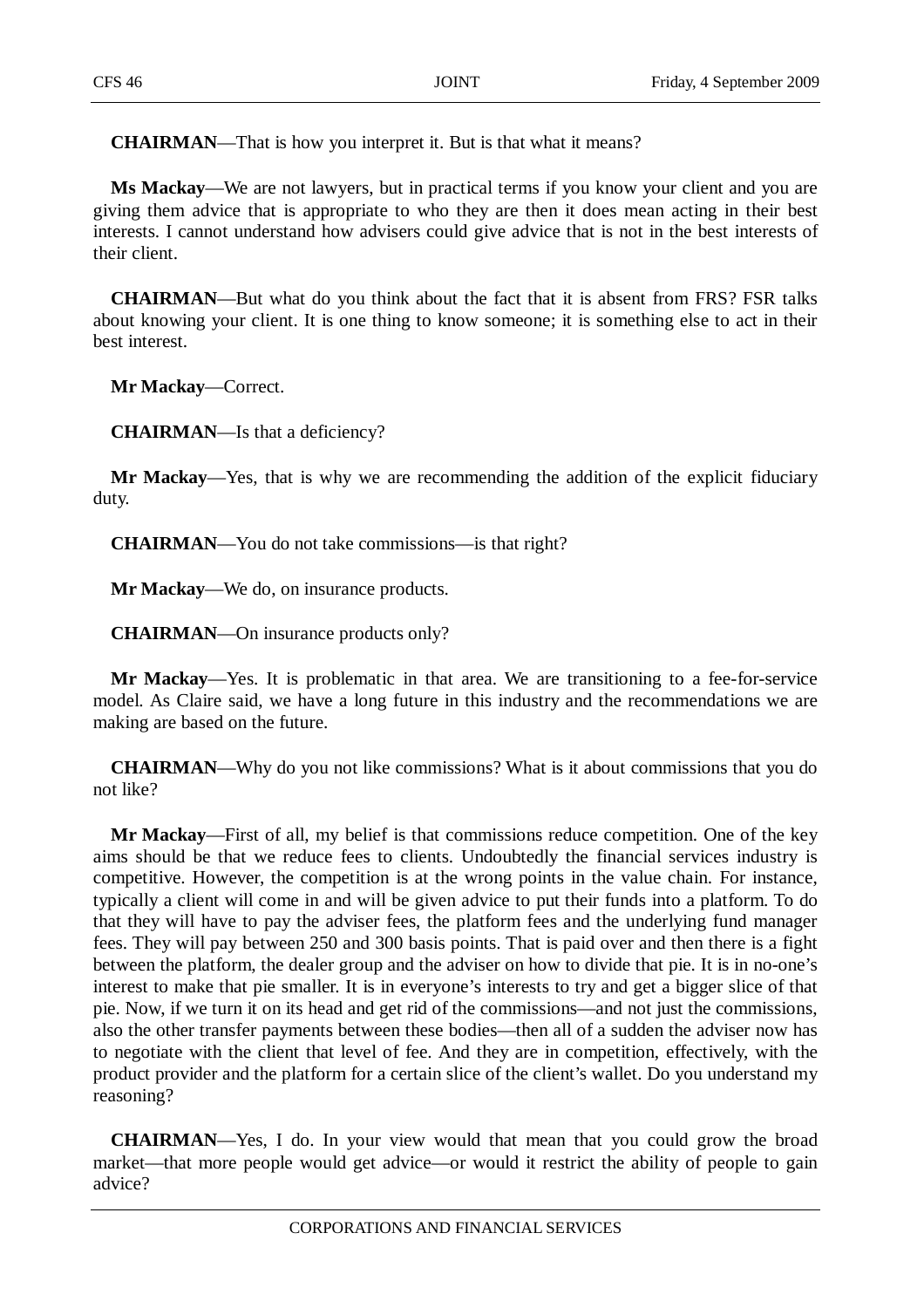**CHAIRMAN**—That is how you interpret it. But is that what it means?

**Ms Mackay**—We are not lawyers, but in practical terms if you know your client and you are giving them advice that is appropriate to who they are then it does mean acting in their best interests. I cannot understand how advisers could give advice that is not in the best interests of their client.

**CHAIRMAN**—But what do you think about the fact that it is absent from FRS? FSR talks about knowing your client. It is one thing to know someone; it is something else to act in their best interest.

**Mr Mackay**—Correct.

**CHAIRMAN**—Is that a deficiency?

**Mr Mackay**—Yes, that is why we are recommending the addition of the explicit fiduciary duty.

**CHAIRMAN**—You do not take commissions—is that right?

**Mr Mackay**—We do, on insurance products.

**CHAIRMAN**—On insurance products only?

**Mr Mackay**—Yes. It is problematic in that area. We are transitioning to a fee-for-service model. As Claire said, we have a long future in this industry and the recommendations we are making are based on the future.

**CHAIRMAN**—Why do you not like commissions? What is it about commissions that you do not like?

**Mr Mackay**—First of all, my belief is that commissions reduce competition. One of the key aims should be that we reduce fees to clients. Undoubtedly the financial services industry is competitive. However, the competition is at the wrong points in the value chain. For instance, typically a client will come in and will be given advice to put their funds into a platform. To do that they will have to pay the adviser fees, the platform fees and the underlying fund manager fees. They will pay between 250 and 300 basis points. That is paid over and then there is a fight between the platform, the dealer group and the adviser on how to divide that pie. It is in no-one's interest to make that pie smaller. It is in everyone's interests to try and get a bigger slice of that pie. Now, if we turn it on its head and get rid of the commissions—and not just the commissions, also the other transfer payments between these bodies—then all of a sudden the adviser now has to negotiate with the client that level of fee. And they are in competition, effectively, with the product provider and the platform for a certain slice of the client's wallet. Do you understand my reasoning?

**CHAIRMAN**—Yes, I do. In your view would that mean that you could grow the broad market—that more people would get advice—or would it restrict the ability of people to gain advice?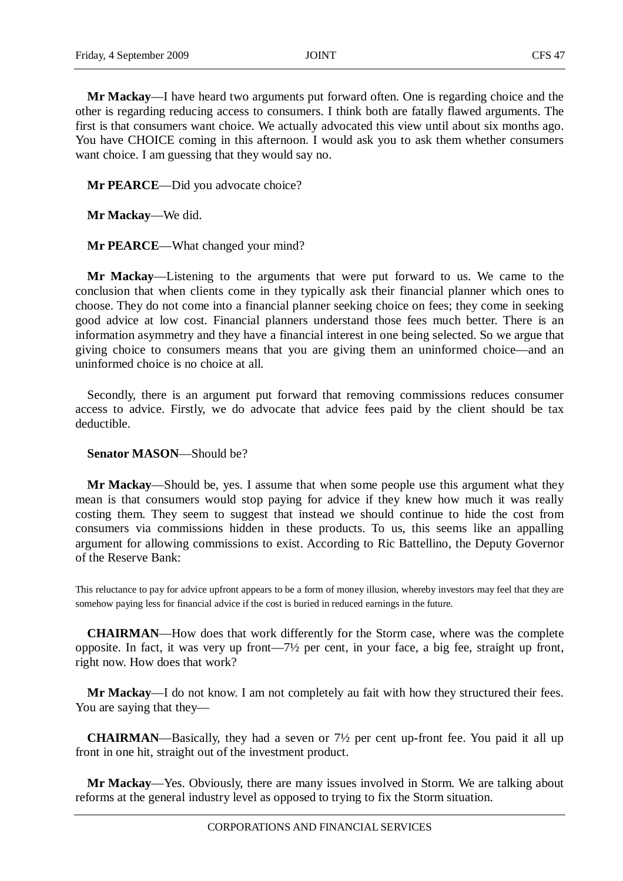**Mr Mackay**—I have heard two arguments put forward often. One is regarding choice and the other is regarding reducing access to consumers. I think both are fatally flawed arguments. The first is that consumers want choice. We actually advocated this view until about six months ago. You have CHOICE coming in this afternoon. I would ask you to ask them whether consumers want choice. I am guessing that they would say no.

**Mr PEARCE**—Did you advocate choice?

**Mr Mackay**—We did.

**Mr PEARCE**—What changed your mind?

**Mr Mackay**—Listening to the arguments that were put forward to us. We came to the conclusion that when clients come in they typically ask their financial planner which ones to choose. They do not come into a financial planner seeking choice on fees; they come in seeking good advice at low cost. Financial planners understand those fees much better. There is an information asymmetry and they have a financial interest in one being selected. So we argue that giving choice to consumers means that you are giving them an uninformed choice—and an uninformed choice is no choice at all.

Secondly, there is an argument put forward that removing commissions reduces consumer access to advice. Firstly, we do advocate that advice fees paid by the client should be tax deductible.

**Senator MASON**—Should be?

**Mr Mackay**—Should be, yes. I assume that when some people use this argument what they mean is that consumers would stop paying for advice if they knew how much it was really costing them. They seem to suggest that instead we should continue to hide the cost from consumers via commissions hidden in these products. To us, this seems like an appalling argument for allowing commissions to exist. According to Ric Battellino, the Deputy Governor of the Reserve Bank:

> This reluctance to pay for advice upfront appears to be a form of money illusion, whereby investors may feel that they are somehow paying less for financial advice if the cost is buried in reduced earnings in the future.

**CHAIRMAN**—How does that work differently for the Storm case, where was the complete opposite. In fact, it was very up front—7½ per cent, in your face, a big fee, straight up front, right now. How does that work?

**Mr Mackay**—I do not know. I am not completely au fait with how they structured their fees. You are saying that they—

**CHAIRMAN**—Basically, they had a seven or 7½ per cent up-front fee. You paid it all up front in one hit, straight out of the investment product.

**Mr Mackay**—Yes. Obviously, there are many issues involved in Storm. We are talking about reforms at the general industry level as opposed to trying to fix the Storm situation.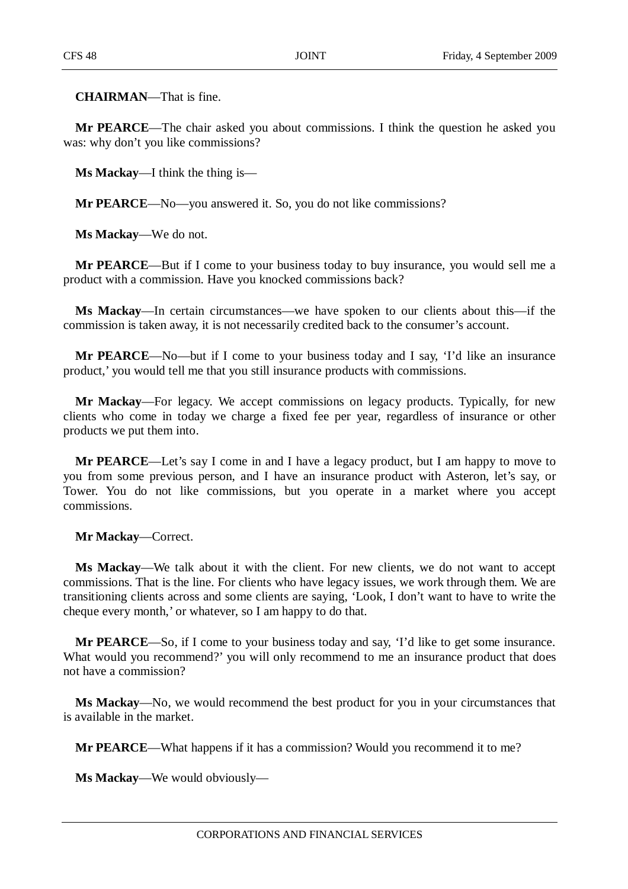**CHAIRMAN**—That is fine.

**Mr PEARCE**—The chair asked you about commissions. I think the question he asked you was: why don't you like commissions?

**Ms Mackay**—I think the thing is—

**Mr PEARCE**—No—you answered it. So, you do not like commissions?

**Ms Mackay**—We do not.

**Mr PEARCE**—But if I come to your business today to buy insurance, you would sell me a product with a commission. Have you knocked commissions back?

**Ms Mackay**—In certain circumstances—we have spoken to our clients about this—if the commission is taken away, it is not necessarily credited back to the consumer's account.

**Mr PEARCE**—No—but if I come to your business today and I say, 'I'd like an insurance product,' you would tell me that you still insurance products with commissions.

**Mr Mackay**—For legacy. We accept commissions on legacy products. Typically, for new clients who come in today we charge a fixed fee per year, regardless of insurance or other products we put them into.

**Mr PEARCE**—Let's say I come in and I have a legacy product, but I am happy to move to you from some previous person, and I have an insurance product with Asteron, let's say, or Tower. You do not like commissions, but you operate in a market where you accept commissions.

**Mr Mackay**—Correct.

**Ms Mackay**—We talk about it with the client. For new clients, we do not want to accept commissions. That is the line. For clients who have legacy issues, we work through them. We are transitioning clients across and some clients are saying, 'Look, I don't want to have to write the cheque every month,' or whatever, so I am happy to do that.

**Mr PEARCE**—So, if I come to your business today and say, 'I'd like to get some insurance. What would you recommend?' you will only recommend to me an insurance product that does not have a commission?

**Ms Mackay**—No, we would recommend the best product for you in your circumstances that is available in the market.

**Mr PEARCE**—What happens if it has a commission? Would you recommend it to me?

**Ms Mackay**—We would obviously—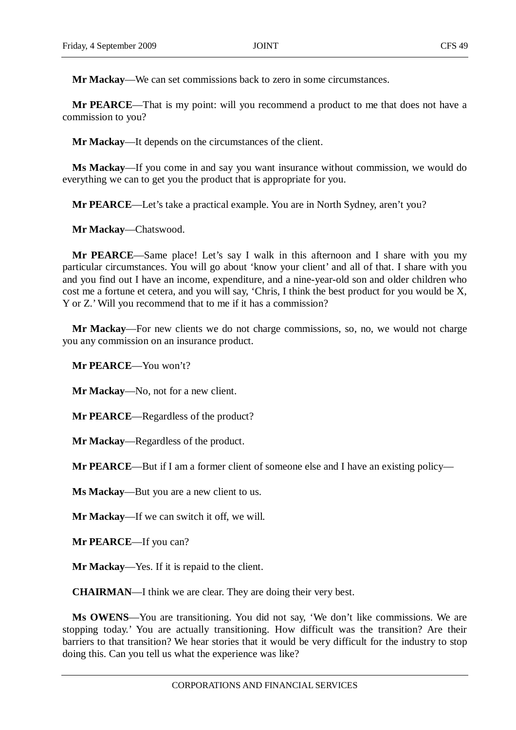**Mr Mackay**—We can set commissions back to zero in some circumstances.

**Mr PEARCE**—That is my point: will you recommend a product to me that does not have a commission to you?

**Mr Mackay**—It depends on the circumstances of the client.

**Ms Mackay**—If you come in and say you want insurance without commission, we would do everything we can to get you the product that is appropriate for you.

**Mr PEARCE**—Let's take a practical example. You are in North Sydney, aren't you?

**Mr Mackay**—Chatswood.

**Mr PEARCE**—Same place! Let's say I walk in this afternoon and I share with you my particular circumstances. You will go about 'know your client' and all of that. I share with you and you find out I have an income, expenditure, and a nine-year-old son and older children who cost me a fortune et cetera, and you will say, 'Chris, I think the best product for you would be X, Y or Z.' Will you recommend that to me if it has a commission?

**Mr Mackay**—For new clients we do not charge commissions, so, no, we would not charge you any commission on an insurance product.

**Mr PEARCE**—You won't?

**Mr Mackay**—No, not for a new client.

**Mr PEARCE**—Regardless of the product?

**Mr Mackay**—Regardless of the product.

**Mr PEARCE**—But if I am a former client of someone else and I have an existing policy—

**Ms Mackay**—But you are a new client to us.

**Mr Mackay**—If we can switch it off, we will.

**Mr PEARCE**—If you can?

**Mr Mackay**—Yes. If it is repaid to the client.

**CHAIRMAN**—I think we are clear. They are doing their very best.

**Ms OWENS**—You are transitioning. You did not say, 'We don't like commissions. We are stopping today.' You are actually transitioning. How difficult was the transition? Are their barriers to that transition? We hear stories that it would be very difficult for the industry to stop doing this. Can you tell us what the experience was like?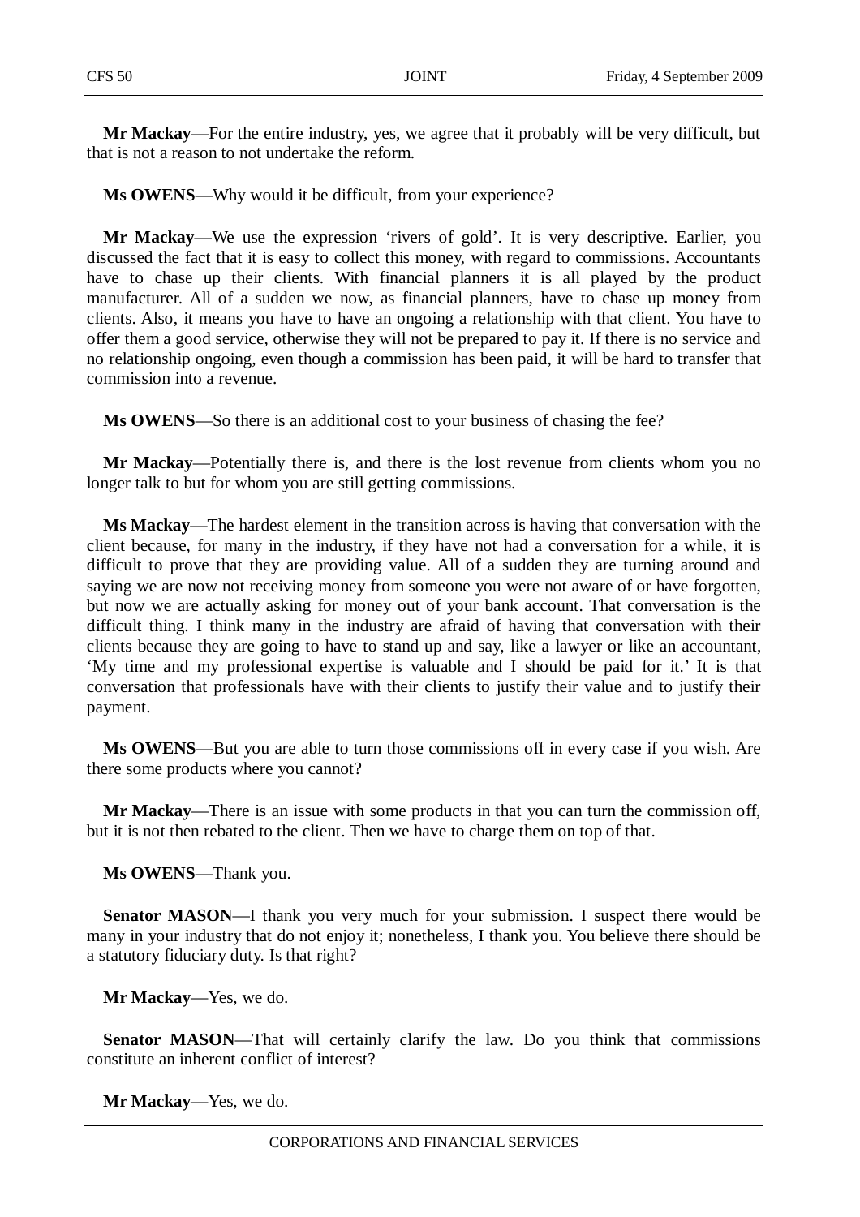**Mr Mackay**—For the entire industry, yes, we agree that it probably will be very difficult, but that is not a reason to not undertake the reform.

**Ms OWENS**—Why would it be difficult, from your experience?

**Mr Mackay**—We use the expression 'rivers of gold'. It is very descriptive. Earlier, you discussed the fact that it is easy to collect this money, with regard to commissions. Accountants have to chase up their clients. With financial planners it is all played by the product manufacturer. All of a sudden we now, as financial planners, have to chase up money from clients. Also, it means you have to have an ongoing a relationship with that client. You have to offer them a good service, otherwise they will not be prepared to pay it. If there is no service and no relationship ongoing, even though a commission has been paid, it will be hard to transfer that commission into a revenue.

**Ms OWENS**—So there is an additional cost to your business of chasing the fee?

**Mr Mackay**—Potentially there is, and there is the lost revenue from clients whom you no longer talk to but for whom you are still getting commissions.

**Ms Mackay**—The hardest element in the transition across is having that conversation with the client because, for many in the industry, if they have not had a conversation for a while, it is difficult to prove that they are providing value. All of a sudden they are turning around and saying we are now not receiving money from someone you were not aware of or have forgotten, but now we are actually asking for money out of your bank account. That conversation is the difficult thing. I think many in the industry are afraid of having that conversation with their clients because they are going to have to stand up and say, like a lawyer or like an accountant, 'My time and my professional expertise is valuable and I should be paid for it.' It is that conversation that professionals have with their clients to justify their value and to justify their payment.

**Ms OWENS**—But you are able to turn those commissions off in every case if you wish. Are there some products where you cannot?

**Mr Mackay**—There is an issue with some products in that you can turn the commission off, but it is not then rebated to the client. Then we have to charge them on top of that.

**Ms OWENS**—Thank you.

**Senator MASON**—I thank you very much for your submission. I suspect there would be many in your industry that do not enjoy it; nonetheless, I thank you. You believe there should be a statutory fiduciary duty. Is that right?

**Mr Mackay**—Yes, we do.

**Senator MASON**—That will certainly clarify the law. Do you think that commissions constitute an inherent conflict of interest?

**Mr Mackay**—Yes, we do.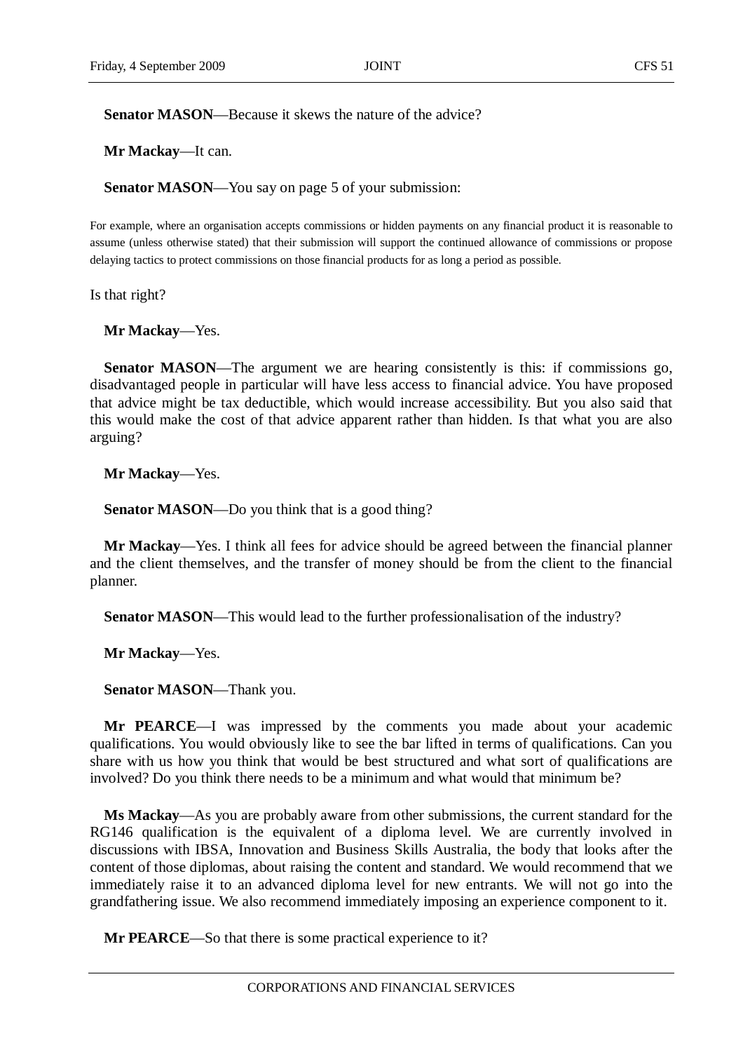**Senator MASON**—Because it skews the nature of the advice?

**Mr Mackay**—It can.

**Senator MASON**—You say on page 5 of your submission:

> For example, where an organisation accepts commissions or hidden payments on any financial product it is reasonable to assume (unless otherwise stated) that their submission will support the continued allowance of commissions or propose delaying tactics to protect commissions on those financial products for as long a period as possible.

Is that right?

**Mr Mackay**—Yes.

**Senator MASON**—The argument we are hearing consistently is this: if commissions go, disadvantaged people in particular will have less access to financial advice. You have proposed that advice might be tax deductible, which would increase accessibility. But you also said that this would make the cost of that advice apparent rather than hidden. Is that what you are also arguing?

**Mr Mackay**—Yes.

**Senator MASON**—Do you think that is a good thing?

**Mr Mackay**—Yes. I think all fees for advice should be agreed between the financial planner and the client themselves, and the transfer of money should be from the client to the financial planner.

**Senator MASON**—This would lead to the further professionalisation of the industry?

**Mr Mackay**—Yes.

**Senator MASON**—Thank you.

**Mr PEARCE**—I was impressed by the comments you made about your academic qualifications. You would obviously like to see the bar lifted in terms of qualifications. Can you share with us how you think that would be best structured and what sort of qualifications are involved? Do you think there needs to be a minimum and what would that minimum be?

**Ms Mackay**—As you are probably aware from other submissions, the current standard for the RG146 qualification is the equivalent of a diploma level. We are currently involved in discussions with IBSA, Innovation and Business Skills Australia, the body that looks after the content of those diplomas, about raising the content and standard. We would recommend that we immediately raise it to an advanced diploma level for new entrants. We will not go into the grandfathering issue. We also recommend immediately imposing an experience component to it.

**Mr PEARCE**—So that there is some practical experience to it?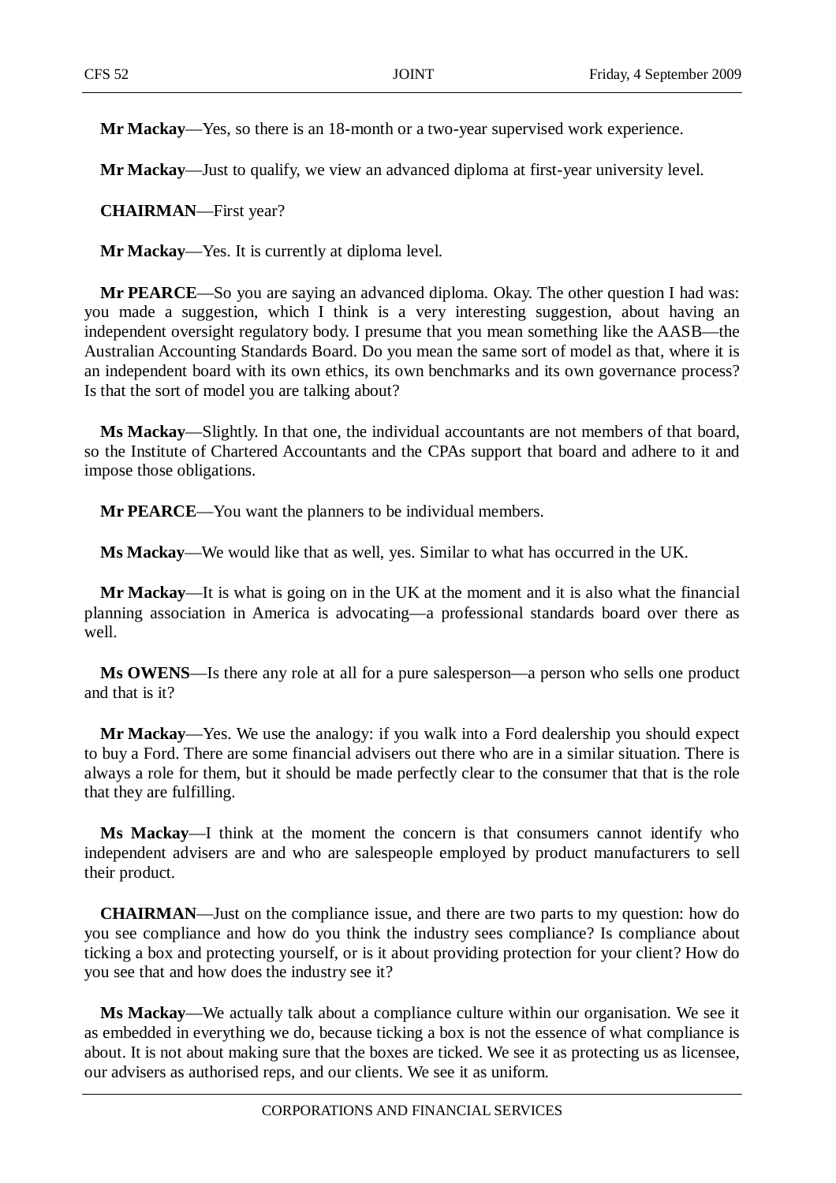**Mr Mackay**—Yes, so there is an 18-month or a two-year supervised work experience.

**Mr Mackay**—Just to qualify, we view an advanced diploma at first-year university level.

**CHAIRMAN**—First year?

**Mr Mackay**—Yes. It is currently at diploma level.

**Mr PEARCE**—So you are saying an advanced diploma. Okay. The other question I had was: you made a suggestion, which I think is a very interesting suggestion, about having an independent oversight regulatory body. I presume that you mean something like the AASB—the Australian Accounting Standards Board. Do you mean the same sort of model as that, where it is an independent board with its own ethics, its own benchmarks and its own governance process? Is that the sort of model you are talking about?

**Ms Mackay**—Slightly. In that one, the individual accountants are not members of that board, so the Institute of Chartered Accountants and the CPAs support that board and adhere to it and impose those obligations.

**Mr PEARCE**—You want the planners to be individual members.

**Ms Mackay**—We would like that as well, yes. Similar to what has occurred in the UK.

**Mr Mackay**—It is what is going on in the UK at the moment and it is also what the financial planning association in America is advocating—a professional standards board over there as well.

**Ms OWENS**—Is there any role at all for a pure salesperson—a person who sells one product and that is it?

**Mr Mackay**—Yes. We use the analogy: if you walk into a Ford dealership you should expect to buy a Ford. There are some financial advisers out there who are in a similar situation. There is always a role for them, but it should be made perfectly clear to the consumer that that is the role that they are fulfilling.

**Ms Mackay**—I think at the moment the concern is that consumers cannot identify who independent advisers are and who are salespeople employed by product manufacturers to sell their product.

**CHAIRMAN**—Just on the compliance issue, and there are two parts to my question: how do you see compliance and how do you think the industry sees compliance? Is compliance about ticking a box and protecting yourself, or is it about providing protection for your client? How do you see that and how does the industry see it?

**Ms Mackay**—We actually talk about a compliance culture within our organisation. We see it as embedded in everything we do, because ticking a box is not the essence of what compliance is about. It is not about making sure that the boxes are ticked. We see it as protecting us as licensee, our advisers as authorised reps, and our clients. We see it as uniform.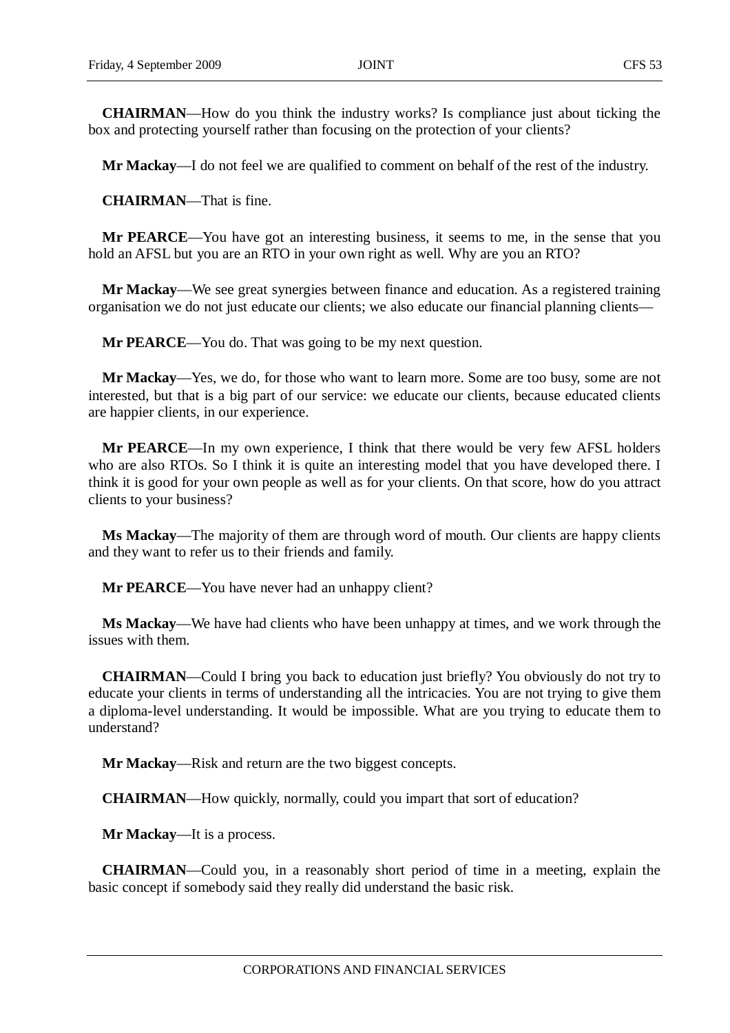**CHAIRMAN**—How do you think the industry works? Is compliance just about ticking the box and protecting yourself rather than focusing on the protection of your clients?

**Mr Mackay**—I do not feel we are qualified to comment on behalf of the rest of the industry.

**CHAIRMAN**—That is fine.

**Mr PEARCE**—You have got an interesting business, it seems to me, in the sense that you hold an AFSL but you are an RTO in your own right as well. Why are you an RTO?

**Mr Mackay**—We see great synergies between finance and education. As a registered training organisation we do not just educate our clients; we also educate our financial planning clients—

**Mr PEARCE**—You do. That was going to be my next question.

**Mr Mackay**—Yes, we do, for those who want to learn more. Some are too busy, some are not interested, but that is a big part of our service: we educate our clients, because educated clients are happier clients, in our experience.

**Mr PEARCE**—In my own experience, I think that there would be very few AFSL holders who are also RTOs. So I think it is quite an interesting model that you have developed there. I think it is good for your own people as well as for your clients. On that score, how do you attract clients to your business?

**Ms Mackay**—The majority of them are through word of mouth. Our clients are happy clients and they want to refer us to their friends and family.

**Mr PEARCE**—You have never had an unhappy client?

**Ms Mackay**—We have had clients who have been unhappy at times, and we work through the issues with them.

**CHAIRMAN**—Could I bring you back to education just briefly? You obviously do not try to educate your clients in terms of understanding all the intricacies. You are not trying to give them a diploma-level understanding. It would be impossible. What are you trying to educate them to understand?

**Mr Mackay**—Risk and return are the two biggest concepts.

**CHAIRMAN**—How quickly, normally, could you impart that sort of education?

**Mr Mackay**—It is a process.

**CHAIRMAN**—Could you, in a reasonably short period of time in a meeting, explain the basic concept if somebody said they really did understand the basic risk.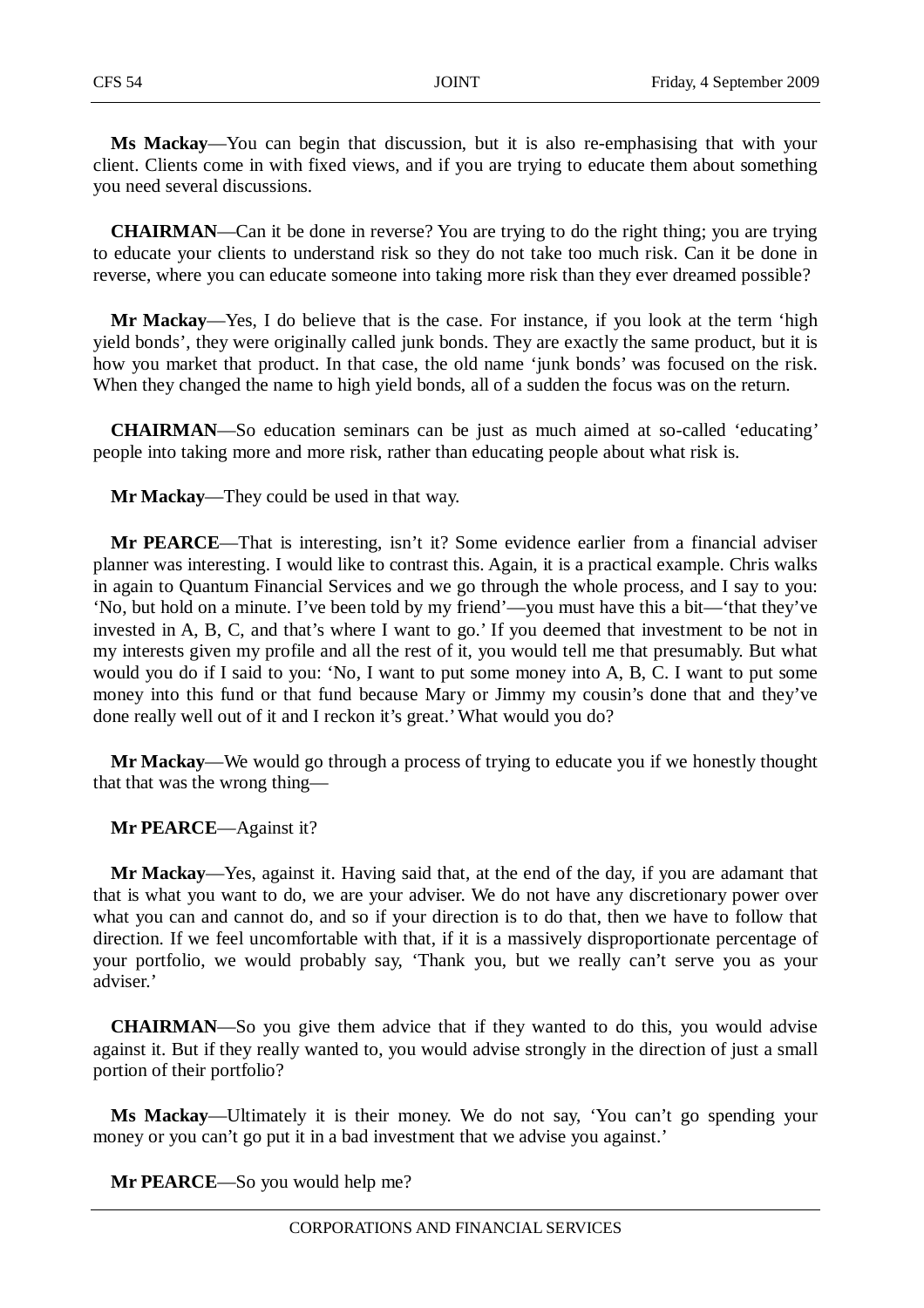**Ms Mackay**—You can begin that discussion, but it is also re-emphasising that with your client. Clients come in with fixed views, and if you are trying to educate them about something you need several discussions.

**CHAIRMAN**—Can it be done in reverse? You are trying to do the right thing; you are trying to educate your clients to understand risk so they do not take too much risk. Can it be done in reverse, where you can educate someone into taking more risk than they ever dreamed possible?

**Mr Mackay**—Yes, I do believe that is the case. For instance, if you look at the term 'high yield bonds', they were originally called junk bonds. They are exactly the same product, but it is how you market that product. In that case, the old name 'junk bonds' was focused on the risk. When they changed the name to high yield bonds, all of a sudden the focus was on the return.

**CHAIRMAN**—So education seminars can be just as much aimed at so-called 'educating' people into taking more and more risk, rather than educating people about what risk is.

**Mr Mackay**—They could be used in that way.

**Mr PEARCE**—That is interesting, isn't it? Some evidence earlier from a financial adviser planner was interesting. I would like to contrast this. Again, it is a practical example. Chris walks in again to Quantum Financial Services and we go through the whole process, and I say to you: 'No, but hold on a minute. I've been told by my friend'—you must have this a bit—'that they've invested in A, B, C, and that's where I want to go.' If you deemed that investment to be not in my interests given my profile and all the rest of it, you would tell me that presumably. But what would you do if I said to you: 'No, I want to put some money into A, B, C. I want to put some money into this fund or that fund because Mary or Jimmy my cousin's done that and they've done really well out of it and I reckon it's great.' What would you do?

**Mr Mackay**—We would go through a process of trying to educate you if we honestly thought that that was the wrong thing—

**Mr PEARCE**—Against it?

**Mr Mackay**—Yes, against it. Having said that, at the end of the day, if you are adamant that that is what you want to do, we are your adviser. We do not have any discretionary power over what you can and cannot do, and so if your direction is to do that, then we have to follow that direction. If we feel uncomfortable with that, if it is a massively disproportionate percentage of your portfolio, we would probably say, 'Thank you, but we really can't serve you as your adviser.'

**CHAIRMAN**—So you give them advice that if they wanted to do this, you would advise against it. But if they really wanted to, you would advise strongly in the direction of just a small portion of their portfolio?

**Ms Mackay**—Ultimately it is their money. We do not say, 'You can't go spending your money or you can't go put it in a bad investment that we advise you against.'

**Mr PEARCE**—So you would help me?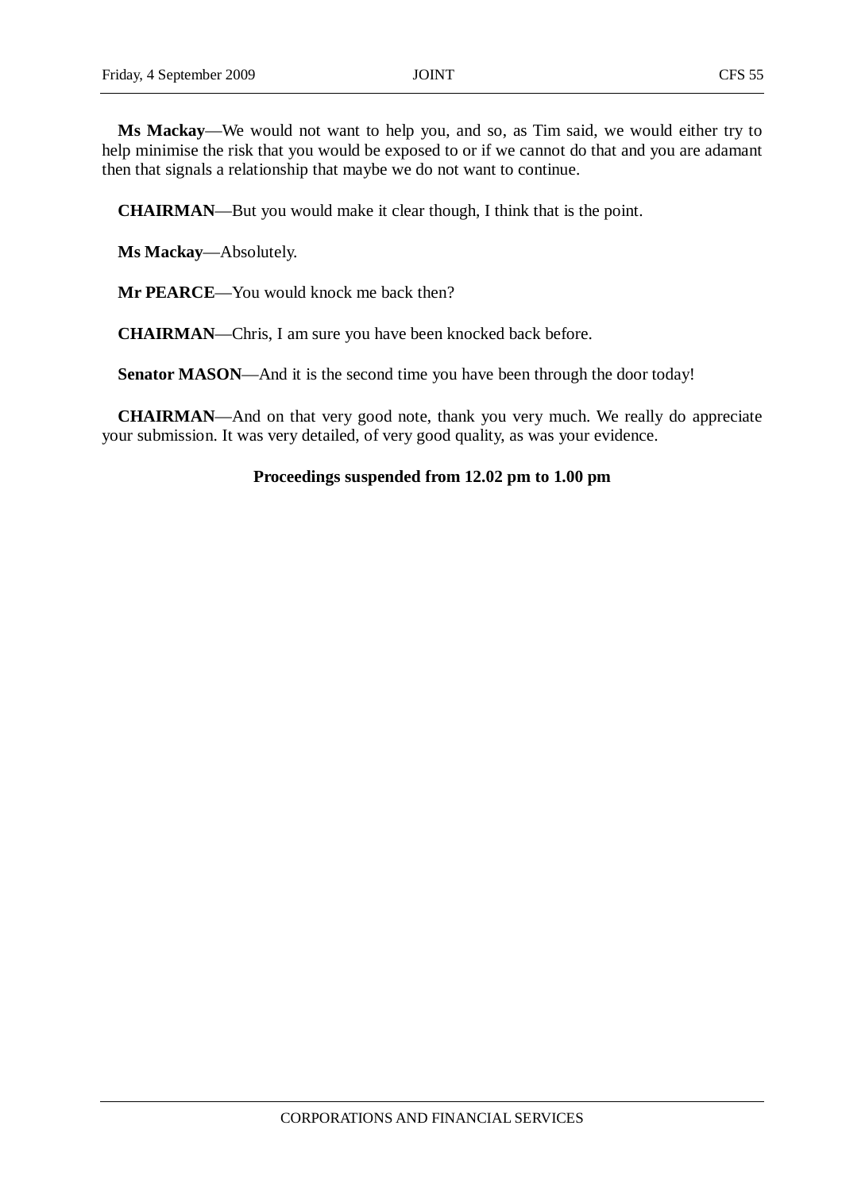**Ms Mackay**—We would not want to help you, and so, as Tim said, we would either try to help minimise the risk that you would be exposed to or if we cannot do that and you are adamant then that signals a relationship that maybe we do not want to continue.

**CHAIRMAN**—But you would make it clear though, I think that is the point.

**Ms Mackay**—Absolutely.

**Mr PEARCE**—You would knock me back then?

**CHAIRMAN**—Chris, I am sure you have been knocked back before.

**Senator MASON**—And it is the second time you have been through the door today!

**CHAIRMAN**—And on that very good note, thank you very much. We really do appreciate your submission. It was very detailed, of very good quality, as was your evidence.

**Proceedings suspended from 12.02 pm to 1.00 pm**